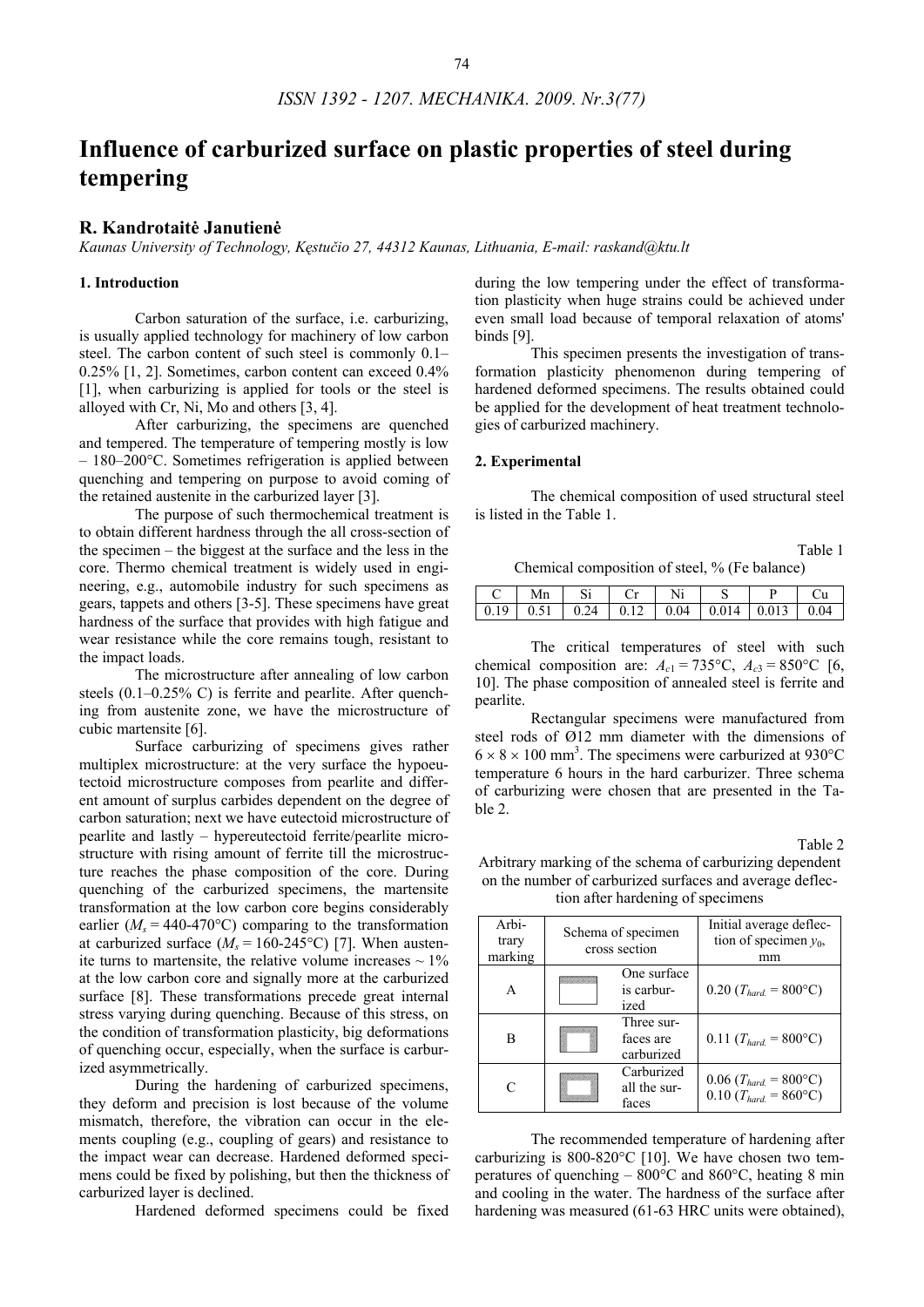# Influence of carburized surface on plastic properties of steel during tempering

## R. Kandrotaitė Janutienė

*Kaunas University of Technology, Kęstučio 27, 44312 Kaunas, Lithuania, E-mail: raskand@ktu.lt*

### 1. Introduction

Carbon saturation of the surface, i.e. carburizing, is usually applied technology for machinery of low carbon steel. The carbon content of such steel is commonly 0.1–0.25% [1, 2]. Sometimes, carbon content can exceed 0.4% [1], when carburizing is applied for tools or the steel is alloyed with Cr, Ni, Mo and others [3, 4].

After carburizing, the specimens are quenched and tempered. The temperature of tempering mostly is low – 180–200°C. Sometimes refrigeration is applied between quenching and tempering on purpose to avoid coming of the retained austenite in the carburized layer [3].

The purpose of such thermochemical treatment is to obtain different hardness through the all cross-section of the specimen – the biggest at the surface and the less in the core. Thermo chemical treatment is widely used in engineering, e.g., automobile industry for such specimens as gears, tappets and others [3-5]. These specimens have great hardness of the surface that provides with high fatigue and wear resistance while the core remains tough, resistant to the impact loads.

The microstructure after annealing of low carbon steels (0.1–0.25% C) is ferrite and pearlite. After quenching from austenite zone, we have the microstructure of cubic martensite [6].

Surface carburizing of specimens gives rather multiplex microstructure: at the very surface the hypoeutectoid microstructure composes from pearlite and different amount of surplus carbides dependent on the degree of carbon saturation; next we have eutectoid microstructure of pearlite and lastly – hypereutectoid ferrite/pearlite microstructure with rising amount of ferrite till the microstructure reaches the phase composition of the core. During quenching of the carburized specimens, the martensite transformation at the low carbon core begins considerably earlier ($M_s$ = 440-470°C) comparing to the transformation at carburized surface ($M_s$ = 160-245°C) [7]. When austenite turns to martensite, the relative volume increases ~ 1% at the low carbon core and signally more at the carburized surface [8]. These transformations precede great internal stress varying during quenching. Because of this stress, on the condition of transformation plasticity, big deformations of quenching occur, especially, when the surface is carburized asymmetrically.

During the hardening of carburized specimens, they deform and precision is lost because of the volume mismatch, therefore, the vibration can occur in the elements coupling (e.g., coupling of gears) and resistance to the impact wear can decrease. Hardened deformed specimens could be fixed by polishing, but then the thickness of carburized layer is declined.

Hardened deformed specimens could be fixed during the low tempering under the effect of transformation plasticity when huge strains could be achieved under even small load because of temporal relaxation of atoms' binds [9].

This specimen presents the investigation of transformation plasticity phenomenon during tempering of hardened deformed specimens. The results obtained could be applied for the development of heat treatment technologies of carburized machinery.

### 2. Experimental

The chemical composition of used structural steel is listed in the Table 1.

Table 1

Chemical composition of steel, % (Fe balance)

| C | Mn | Si | Cr | Ni | S | P | Cu |
|---|---|---|---|---|---|---|---|
| 0.19 | 0.51 | 0.24 | 0.12 | 0.04 | 0.014 | 0.013 | 0.04 |

The critical temperatures of steel with such chemical composition are: $A_{c1}$ = 735°C, $A_{c3}$ = 850°C [6, 10]. The phase composition of annealed steel is ferrite and pearlite.

Rectangular specimens were manufactured from steel rods of Ø12 mm diameter with the dimensions of 6 × 8 × 100 mm$^3$. The specimens were carburized at 930°C temperature 6 hours in the hard carburizer. Three schema of carburizing were chosen that are presented in the Table 2.

Table 2

Arbitrary marking of the schema of carburizing dependent on the number of carburized surfaces and average deflection after hardening of specimens

| Arbitrary marking | Schema of specimen cross section | Initial average deflection of specimen $y_0$, mm |
|---|---|---|
| A | One surface is carburized | 0.20 ($T_{hard.}$ = 800°C) |
| B | Three surfaces are carburized | 0.11 ($T_{hard.}$ = 800°C) |
| C | Carburized all the surfaces | 0.06 ($T_{hard.}$ = 800°C)<br>0.10 ($T_{hard.}$ = 860°C) |

The recommended temperature of hardening after carburizing is 800-820°C [10]. We have chosen two temperatures of quenching – 800°C and 860°C, heating 8 min and cooling in the water. The hardness of the surface after hardening was measured (61-63 HRC units were obtained),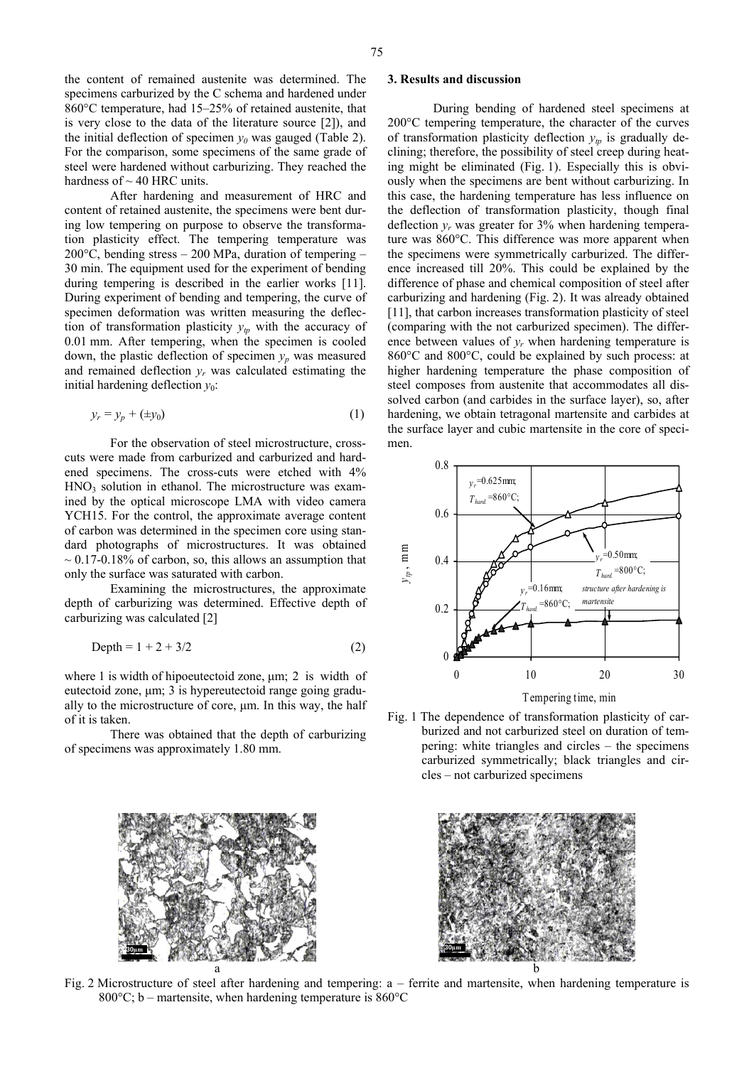the content of remained austenite was determined. The specimens carburized by the C schema and hardened under 860°C temperature, had 15–25% of retained austenite, that is very close to the data of the literature source [2]), and the initial deflection of specimen $y_0$ was gauged (Table 2). For the comparison, some specimens of the same grade of steel were hardened without carburizing. They reached the hardness of ~ 40 HRC units.

After hardening and measurement of HRC and content of retained austenite, the specimens were bent during low tempering on purpose to observe the transformation plasticity effect. The tempering temperature was 200°C, bending stress – 200 MPa, duration of tempering – 30 min. The equipment used for the experiment of bending during tempering is described in the earlier works [11]. During experiment of bending and tempering, the curve of specimen deformation was written measuring the deflection of transformation plasticity $y_{tp}$ with the accuracy of 0.01 mm. After tempering, when the specimen is cooled down, the plastic deflection of specimen $y_p$ was measured and remained deflection $y_r$ was calculated estimating the initial hardening deflection $y_0$:

$$y_r = y_p + (\pm y_0) \tag{1}$$

For the observation of steel microstructure, cross-cuts were made from carburized and carburized and hardened specimens. The cross-cuts were etched with 4% $HNO_3$ solution in ethanol. The microstructure was examined by the optical microscope LMA with video camera YCH15. For the control, the approximate average content of carbon was determined in the specimen core using standard photographs of microstructures. It was obtained ~ 0.17-0.18% of carbon, so, this allows an assumption that only the surface was saturated with carbon.

Examining the microstructures, the approximate depth of carburizing was determined. Effective depth of carburizing was calculated [2]

$$\text{Depth} = 1 + 2 + 3/2 \tag{2}$$

where 1 is width of hipoeutectoid zone, μm; 2 is width of eutectoid zone, μm; 3 is hypereutectoid range going gradually to the microstructure of core, μm. In this way, the half of it is taken.

There was obtained that the depth of carburizing of specimens was approximately 1.80 mm.

## 3. Results and discussion

During bending of hardened steel specimens at 200°C tempering temperature, the character of the curves of transformation plasticity deflection $y_{tp}$ is gradually declining; therefore, the possibility of steel creep during heating might be eliminated (Fig. 1). Especially this is obviously when the specimens are bent without carburizing. In this case, the hardening temperature has less influence on the deflection of transformation plasticity, though final deflection $y_r$ was greater for 3% when hardening temperature was 860°C. This difference was more apparent when the specimens were symmetrically carburized. The difference increased till 20%. This could be explained by the difference of phase and chemical composition of steel after carburizing and hardening (Fig. 2). It was already obtained [11], that carbon increases transformation plasticity of steel (comparing with the not carburized specimen). The difference between values of $y_r$ when hardening temperature is 860°C and 800°C, could be explained by such process: at higher hardening temperature the phase composition of steel composes from austenite that accommodates all dissolved carbon (and carbides in the surface layer), so, after hardening, we obtain tetragonal martensite and carbides at the surface layer and cubic martensite in the core of specimen.

Fig. 1 The dependence of transformation plasticity of carburized and not carburized steel on duration of tempering: white triangles and circles – the specimens carburized symmetrically; black triangles and circles – not carburized specimens

Fig. 2 Microstructure of steel after hardening and tempering: a – ferrite and martensite, when hardening temperature is 800°C; b – martensite, when hardening temperature is 860°C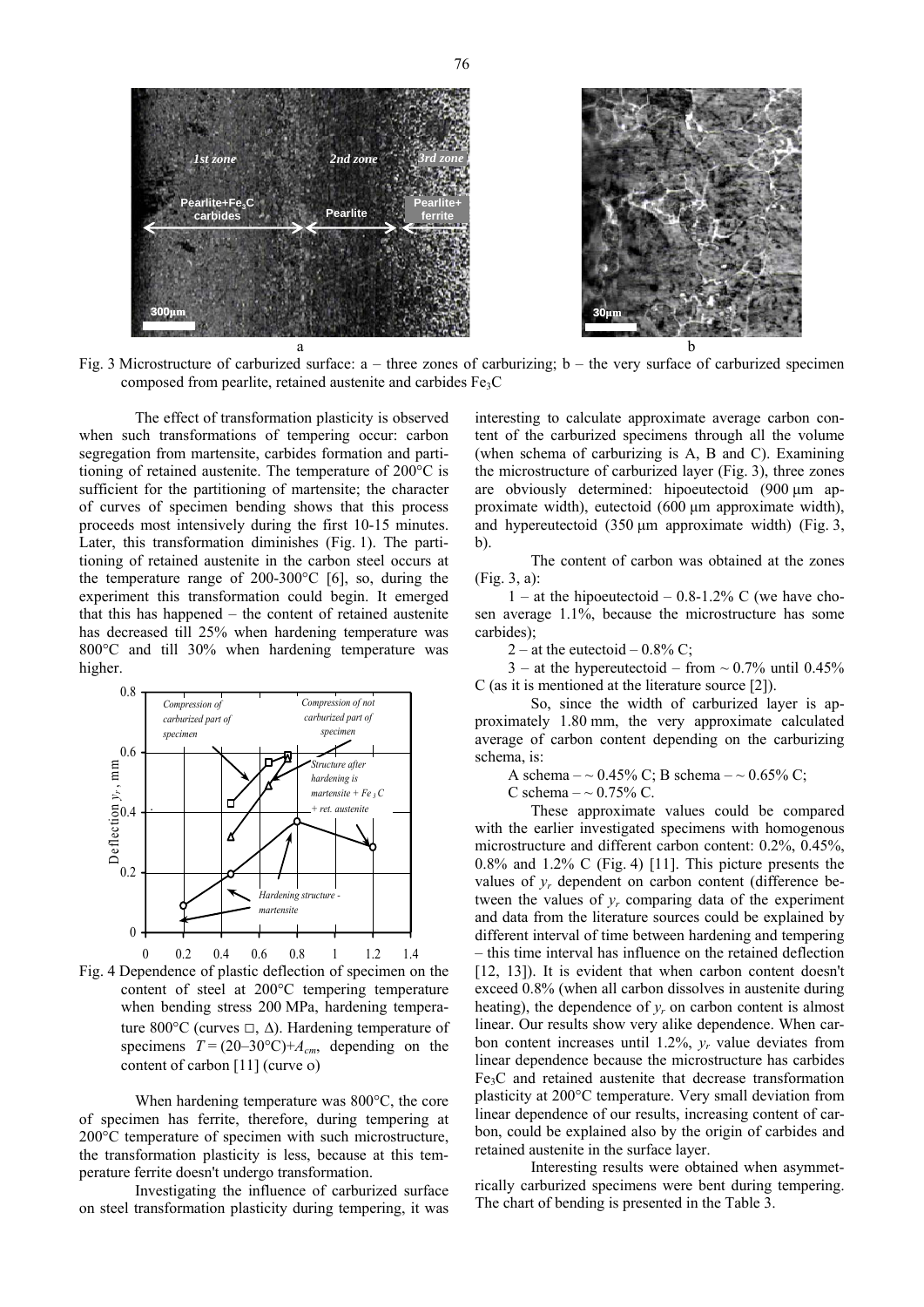Fig. 3 Microstructure of carburized surface: a – three zones of carburizing; b – the very surface of carburized specimen composed from pearlite, retained austenite and carbides $Fe_3C$

The effect of transformation plasticity is observed when such transformations of tempering occur: carbon segregation from martensite, carbides formation and partitioning of retained austenite. The temperature of 200°C is sufficient for the partitioning of martensite; the character of curves of specimen bending shows that this process proceeds most intensively during the first 10-15 minutes. Later, this transformation diminishes (Fig. 1). The partitioning of retained austenite in the carbon steel occurs at the temperature range of 200-300°C [6], so, during the experiment this transformation could begin. It emerged that this has happened – the content of retained austenite has decreased till 25% when hardening temperature was 800°C and till 30% when hardening temperature was higher.

Fig. 4 Dependence of plastic deflection of specimen on the content of steel at 200°C tempering temperature when bending stress 200 MPa, hardening temperature 800°C (curves □, Δ). Hardening temperature of specimens $T = (20\text{–}30°C) + A_{cm}$, depending on the content of carbon [11] (curve o)

When hardening temperature was 800°C, the core of specimen has ferrite, therefore, during tempering at 200°C temperature of specimen with such microstructure, the transformation plasticity is less, because at this temperature ferrite doesn't undergo transformation.

Investigating the influence of carburized surface on steel transformation plasticity during tempering, it was interesting to calculate approximate average carbon content of the carburized specimens through all the volume (when schema of carburizing is A, B and C). Examining the microstructure of carburized layer (Fig. 3), three zones are obviously determined: hipoeutectoid (900 μm approximate width), eutectoid (600 μm approximate width), and hypereutectoid (350 μm approximate width) (Fig. 3, b).

The content of carbon was obtained at the zones (Fig. 3, a):

1 – at the hipoeutectoid – 0.8-1.2% C (we have chosen average 1.1%, because the microstructure has some carbides);

2 – at the eutectoid – 0.8% C;

3 – at the hypereutectoid – from ~ 0.7% until 0.45% C (as it is mentioned at the literature source [2]).

So, since the width of carburized layer is approximately 1.80 mm, the very approximate calculated average of carbon content depending on the carburizing schema, is:

A schema – ~ 0.45% C; B schema – ~ 0.65% C;
C schema – ~ 0.75% C.

These approximate values could be compared with the earlier investigated specimens with homogenous microstructure and different carbon content: 0.2%, 0.45%, 0.8% and 1.2% C (Fig. 4) [11]. This picture presents the values of $y_r$ dependent on carbon content (difference between the values of $y_r$ comparing data of the experiment and data from the literature sources could be explained by different interval of time between hardening and tempering – this time interval has influence on the retained deflection [12, 13]). It is evident that when carbon content doesn't exceed 0.8% (when all carbon dissolves in austenite during heating), the dependence of $y_r$ on carbon content is almost linear. Our results show very alike dependence. When carbon content increases until 1.2%, $y_r$ value deviates from linear dependence because the microstructure has carbides $Fe_3C$ and retained austenite that decrease transformation plasticity at 200°C temperature. Very small deviation from linear dependence of our results, increasing content of carbon, could be explained also by the origin of carbides and retained austenite in the surface layer.

Interesting results were obtained when asymmetrically carburized specimens were bent during tempering. The chart of bending is presented in the Table 3.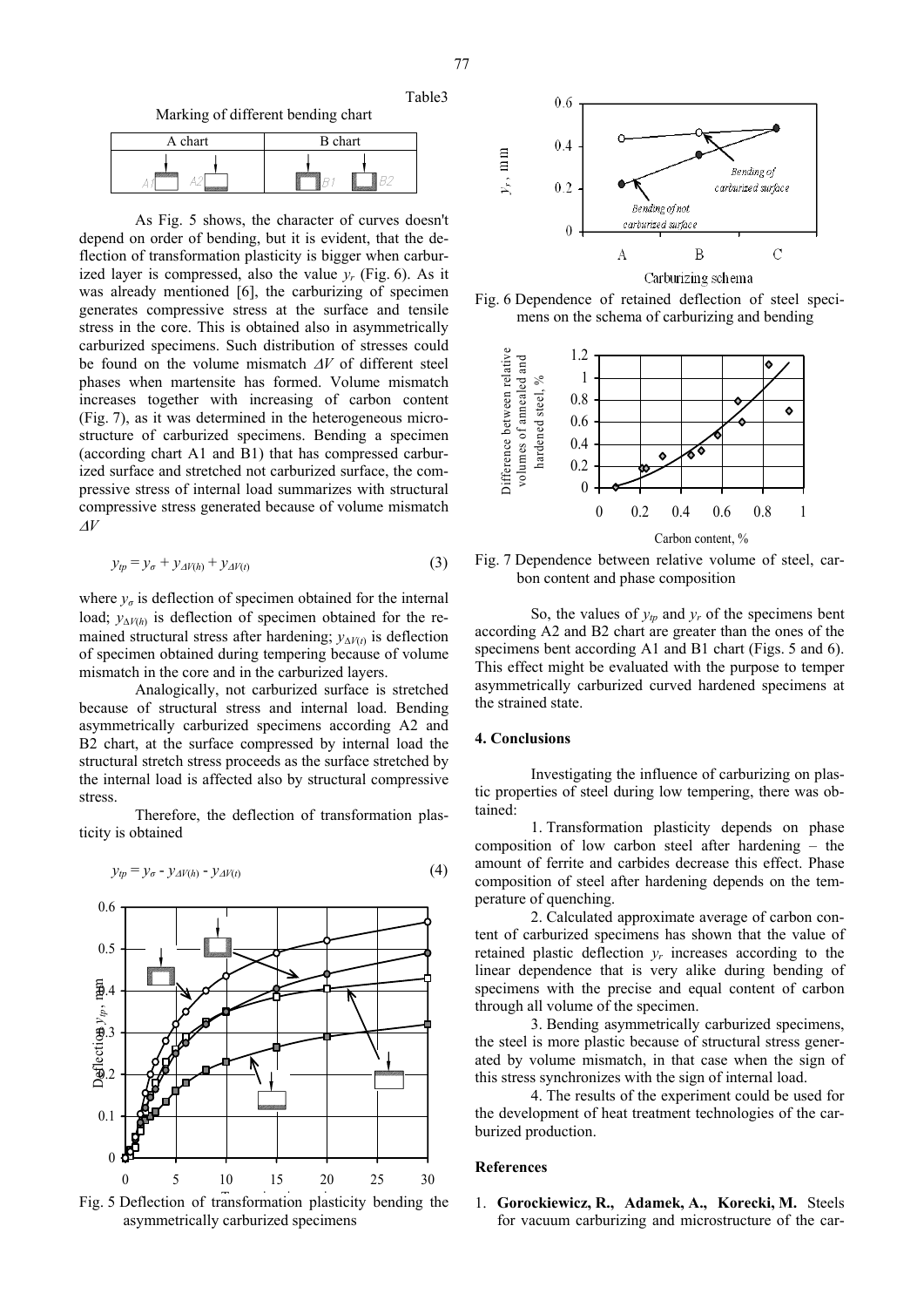Table3

Marking of different bending chart

| A chart | B chart |
| --- | --- |
| A1 A2 | B1 B2 |

As Fig. 5 shows, the character of curves doesn't depend on order of bending, but it is evident, that the deflection of transformation plasticity is bigger when carburized layer is compressed, also the value $y_r$ (Fig. 6). As it was already mentioned [6], the carburizing of specimen generates compressive stress at the surface and tensile stress in the core. This is obtained also in asymmetrically carburized specimens. Such distribution of stresses could be found on the volume mismatch $\Delta V$ of different steel phases when martensite has formed. Volume mismatch increases together with increasing of carbon content (Fig. 7), as it was determined in the heterogeneous microstructure of carburized specimens. Bending a specimen (according chart A1 and B1) that has compressed carburized surface and stretched not carburized surface, the compressive stress of internal load summarizes with structural compressive stress generated because of volume mismatch $\Delta V$

$$y_{tp} = y_{\sigma} + y_{\Delta V(h)} + y_{\Delta V(t)} \tag{3}$$

where $y_{\sigma}$ is deflection of specimen obtained for the internal load; $y_{\Delta V(h)}$ is deflection of specimen obtained for the remained structural stress after hardening; $y_{\Delta V(t)}$ is deflection of specimen obtained during tempering because of volume mismatch in the core and in the carburized layers.

Analogically, not carburized surface is stretched because of structural stress and internal load. Bending asymmetrically carburized specimens according A2 and B2 chart, at the surface compressed by internal load the structural stretch stress proceeds as the surface stretched by the internal load is affected also by structural compressive stress.

Therefore, the deflection of transformation plasticity is obtained

$$y_{tp} = y_{\sigma} - y_{\Delta V(h)} - y_{\Delta V(t)} \tag{4}$$

Fig. 5 Deflection of transformation plasticity bending the asymmetrically carburized specimens

Fig. 6 Dependence of retained deflection of steel specimens on the schema of carburizing and bending

Fig. 7 Dependence between relative volume of steel, carbon content and phase composition

So, the values of $y_{tp}$ and $y_r$ of the specimens bent according A2 and B2 chart are greater than the ones of the specimens bent according A1 and B1 chart (Figs. 5 and 6). This effect might be evaluated with the purpose to temper asymmetrically carburized curved hardened specimens at the strained state.

## 4. Conclusions

Investigating the influence of carburizing on plastic properties of steel during low tempering, there was obtained:

1. Transformation plasticity depends on phase composition of low carbon steel after hardening – the amount of ferrite and carbides decrease this effect. Phase composition of steel after hardening depends on the temperature of quenching.

2. Calculated approximate average of carbon content of carburized specimens has shown that the value of retained plastic deflection $y_r$ increases according to the linear dependence that is very alike during bending of specimens with the precise and equal content of carbon through all volume of the specimen.

3. Bending asymmetrically carburized specimens, the steel is more plastic because of structural stress generated by volume mismatch, in that case when the sign of this stress synchronizes with the sign of internal load.

4. The results of the experiment could be used for the development of heat treatment technologies of the carburized production.

## References

1. **Gorockiewicz, R., Adamek, A., Korecki, M.** Steels for vacuum carburizing and microstructure of the car-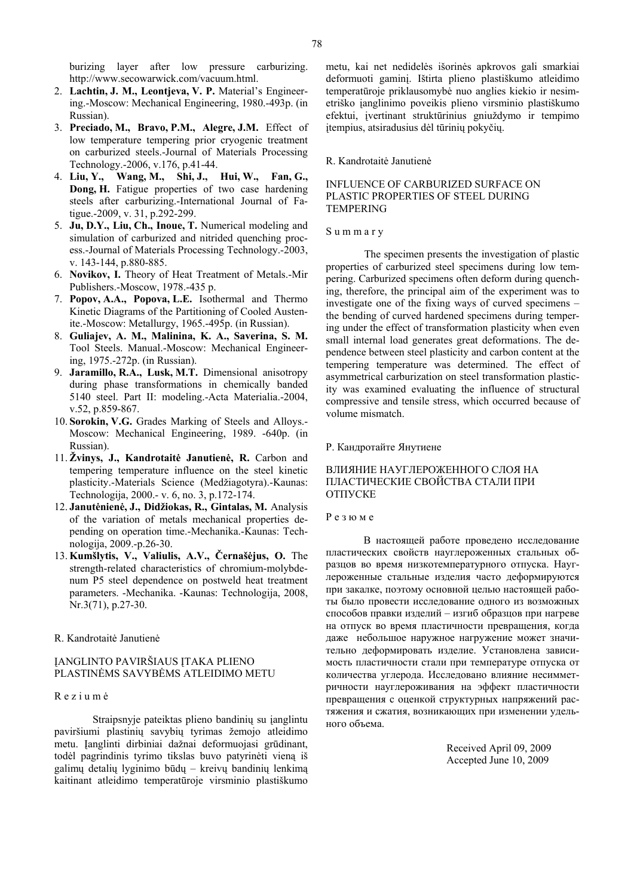burizing layer after low pressure carburizing. http://www.secowarwick.com/vacuum.html.

2. **Lachtin, J. M., Leontjeva, V. P.** Material's Engineering.-Moscow: Mechanical Engineering, 1980.-493p. (in Russian).
3. **Preciado, M., Bravo, P.M., Alegre, J.M.** Effect of low temperature tempering prior cryogenic treatment on carburized steels.-Journal of Materials Processing Technology.-2006, v.176, p.41-44.
4. **Liu, Y., Wang, M., Shi, J., Hui, W., Fan, G., Dong, H.** Fatigue properties of two case hardening steels after carburizing.-International Journal of Fatigue.-2009, v. 31, p.292-299.
5. **Ju, D.Y., Liu, Ch., Inoue, T.** Numerical modeling and simulation of carburized and nitrided quenching process.-Journal of Materials Processing Technology.-2003, v. 143-144, p.880-885.
6. **Novikov, I.** Theory of Heat Treatment of Metals.-Mir Publishers.-Moscow, 1978.-435 p.
7. **Popov, A.A., Popova, L.E.** Isothermal and Thermo Kinetic Diagrams of the Partitioning of Cooled Austenite.-Moscow: Metallurgy, 1965.-495p. (in Russian).
8. **Guliajev, A. M., Malinina, K. A., Saverina, S. M.** Tool Steels. Manual.-Moscow: Mechanical Engineering, 1975.-272p. (in Russian).
9. **Jaramillo, R.A., Lusk, M.T.** Dimensional anisotropy during phase transformations in chemically banded 5140 steel. Part II: modeling.-Acta Materialia.-2004, v.52, p.859-867.
10. **Sorokin, V.G.** Grades Marking of Steels and Alloys.-Moscow: Mechanical Engineering, 1989. -640p. (in Russian).
11. **Žvinys, J., Kandrotaitė Janutienė, R.** Carbon and tempering temperature influence on the steel kinetic plasticity.-Materials Science (Medžiagotyra).-Kaunas: Technologija, 2000.- v. 6, no. 3, p.172-174.
12. **Janutėnienė, J., Didžiokas, R., Gintalas, M.** Analysis of the variation of metals mechanical properties depending on operation time.-Mechanika.-Kaunas: Technologija, 2009.-p.26-30.
13. **Kumšlytis, V., Valiulis, A.V., Černašėjus, O.** The strength-related characteristics of chromium-molybdenum P5 steel dependence on postweld heat treatment parameters. -Mechanika. -Kaunas: Technologija, 2008, Nr.3(71), p.27-30.

R. Kandrotaitė Janutienė

## ĮANGLINTO PAVIRŠIAUS ĮTAKA PLIENO PLASTINĖMS SAVYBĖMS ATLEIDIMO METU

R e z i u m ė

Straipsnyje pateiktas plieno bandinių su įanglintu paviršiumi plastinių savybių tyrimas žemojo atleidimo metu. Įanglinti dirbiniai dažnai deformuojasi grūdinant, todėl pagrindinis tyrimo tikslas buvo patyrinėti vieną iš galimų detalių lyginimo būdų – kreivų bandinių lenkimą kaitinant atleidimo temperatūroje virsminio plastiškumo metu, kai net nedidelės išorinės apkrovos gali smarkiai deformuoti gaminį. Ištirta plieno plastiškumo atleidimo temperatūroje priklausomybė nuo anglies kiekio ir nesimetriško įanglinimo poveikis plieno virsminio plastiškumo efektui, įvertinant struktūrinius gniuždymo ir tempimo įtempius, atsiradusius dėl tūrinių pokyčių.

R. Kandrotaitė Janutienė

## INFLUENCE OF CARBURIZED SURFACE ON PLASTIC PROPERTIES OF STEEL DURING TEMPERING

S u m m a r y

The specimen presents the investigation of plastic properties of carburized steel specimens during low tempering. Carburized specimens often deform during quenching, therefore, the principal aim of the experiment was to investigate one of the fixing ways of curved specimens – the bending of curved hardened specimens during tempering under the effect of transformation plasticity when even small internal load generates great deformations. The dependence between steel plasticity and carbon content at the tempering temperature was determined. The effect of asymmetrical carburization on steel transformation plasticity was examined evaluating the influence of structural compressive and tensile stress, which occurred because of volume mismatch.

Р. Кандротайте Янутиене

## ВЛИЯНИЕ НАУГЛЕРОЖЕННОГО СЛОЯ НА ПЛАСТИЧЕСКИЕ СВОЙСТВА СТАЛИ ПРИ ОТПУСКЕ

Р е з ю м е

В настоящей работе проведено исследование пластических свойств науглероженных стальных образцов во время низкотемпературного отпуска. Науглероженные стальные изделия часто деформируются при закалке, поэтому основной целью настоящей работы было провести исследование одного из возможных способов правки изделий – изгиб образцов при нагреве на отпуск во время пластичности превращения, когда даже небольшое наружное нагружение может значительно деформировать изделие. Установлена зависимость пластичности стали при температуре отпуска от количества углерода. Исследовано влияние несимметричности науглероживания на эффект пластичности превращения с оценкой структурных напряжений растяжения и сжатия, возникающих при изменении удельного объема.

Received April 09, 2009
Accepted June 10, 2009